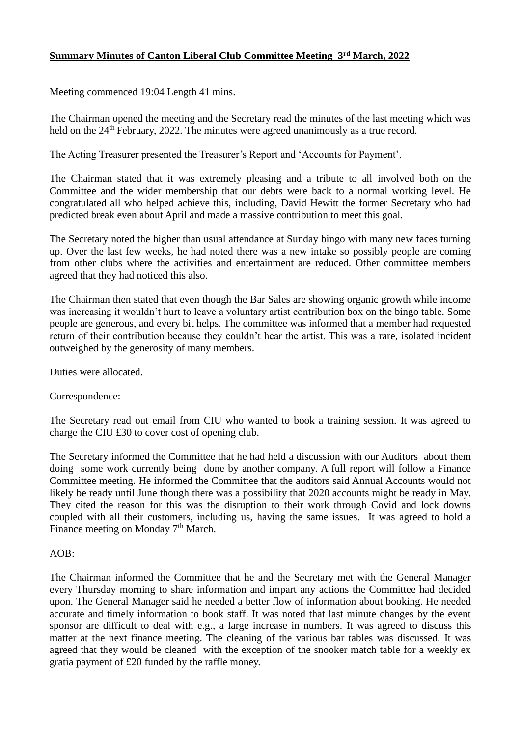**Summary Minutes of Canton Liberal Club Committee Meeting 3rd March, 2022**

Meeting commenced 19:04 Length 41 mins.

The Chairman opened the meeting and the Secretary read the minutes of the last meeting which was held on the 24th February, 2022. The minutes were agreed unanimously as a true record.

The Acting Treasurer presented the Treasurer's Report and 'Accounts for Payment'.

The Chairman stated that it was extremely pleasing and a tribute to all involved both on the Committee and the wider membership that our debts were back to a normal working level. He congratulated all who helped achieve this, including, David Hewitt the former Secretary who had predicted break even about April and made a massive contribution to meet this goal.

The Secretary noted the higher than usual attendance at Sunday bingo with many new faces turning up. Over the last few weeks, he had noted there was a new intake so possibly people are coming from other clubs where the activities and entertainment are reduced. Other committee members agreed that they had noticed this also.

The Chairman then stated that even though the Bar Sales are showing organic growth while income was increasing it wouldn't hurt to leave a voluntary artist contribution box on the bingo table. Some people are generous, and every bit helps. The committee was informed that a member had requested return of their contribution because they couldn't hear the artist. This was a rare, isolated incident outweighed by the generosity of many members.

Duties were allocated.

Correspondence:

The Secretary read out email from CIU who wanted to book a training session. It was agreed to charge the CIU £30 to cover cost of opening club.

The Secretary informed the Committee that he had held a discussion with our Auditors about them doing some work currently being done by another company. A full report will follow a Finance Committee meeting. He informed the Committee that the auditors said Annual Accounts would not likely be ready until June though there was a possibility that 2020 accounts might be ready in May. They cited the reason for this was the disruption to their work through Covid and lock downs coupled with all their customers, including us, having the same issues. It was agreed to hold a Finance meeting on Monday 7th March.

AOB:

The Chairman informed the Committee that he and the Secretary met with the General Manager every Thursday morning to share information and impart any actions the Committee had decided upon. The General Manager said he needed a better flow of information about booking. He needed accurate and timely information to book staff. It was noted that last minute changes by the event sponsor are difficult to deal with e.g., a large increase in numbers. It was agreed to discuss this matter at the next finance meeting. The cleaning of the various bar tables was discussed. It was agreed that they would be cleaned with the exception of the snooker match table for a weekly ex gratia payment of £20 funded by the raffle money.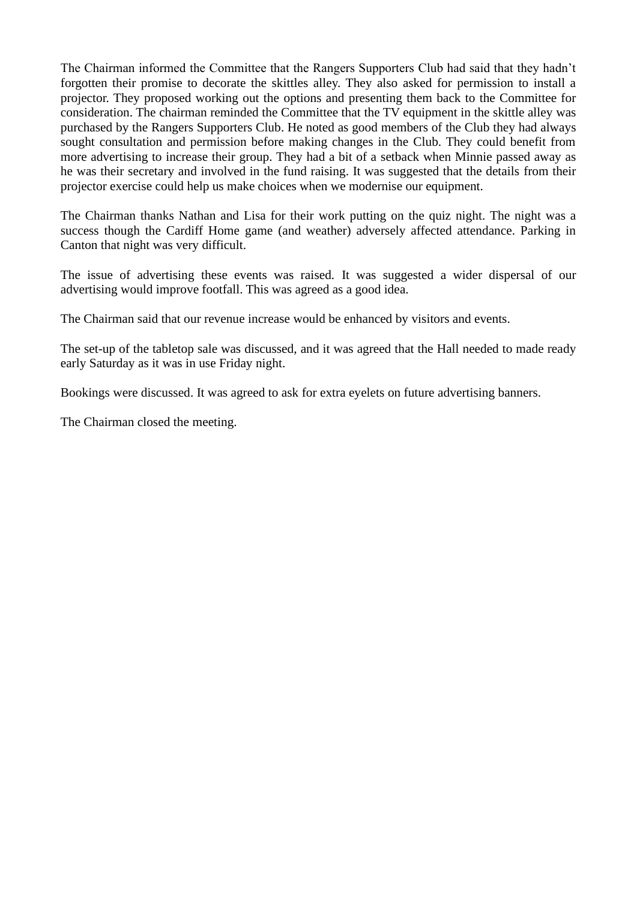The Chairman informed the Committee that the Rangers Supporters Club had said that they hadn't forgotten their promise to decorate the skittles alley. They also asked for permission to install a projector. They proposed working out the options and presenting them back to the Committee for consideration. The chairman reminded the Committee that the TV equipment in the skittle alley was purchased by the Rangers Supporters Club. He noted as good members of the Club they had always sought consultation and permission before making changes in the Club. They could benefit from more advertising to increase their group. They had a bit of a setback when Minnie passed away as he was their secretary and involved in the fund raising. It was suggested that the details from their projector exercise could help us make choices when we modernise our equipment.

The Chairman thanks Nathan and Lisa for their work putting on the quiz night. The night was a success though the Cardiff Home game (and weather) adversely affected attendance. Parking in Canton that night was very difficult.

The issue of advertising these events was raised. It was suggested a wider dispersal of our advertising would improve footfall. This was agreed as a good idea.

The Chairman said that our revenue increase would be enhanced by visitors and events.

The set-up of the tabletop sale was discussed, and it was agreed that the Hall needed to made ready early Saturday as it was in use Friday night.

Bookings were discussed. It was agreed to ask for extra eyelets on future advertising banners.

The Chairman closed the meeting.